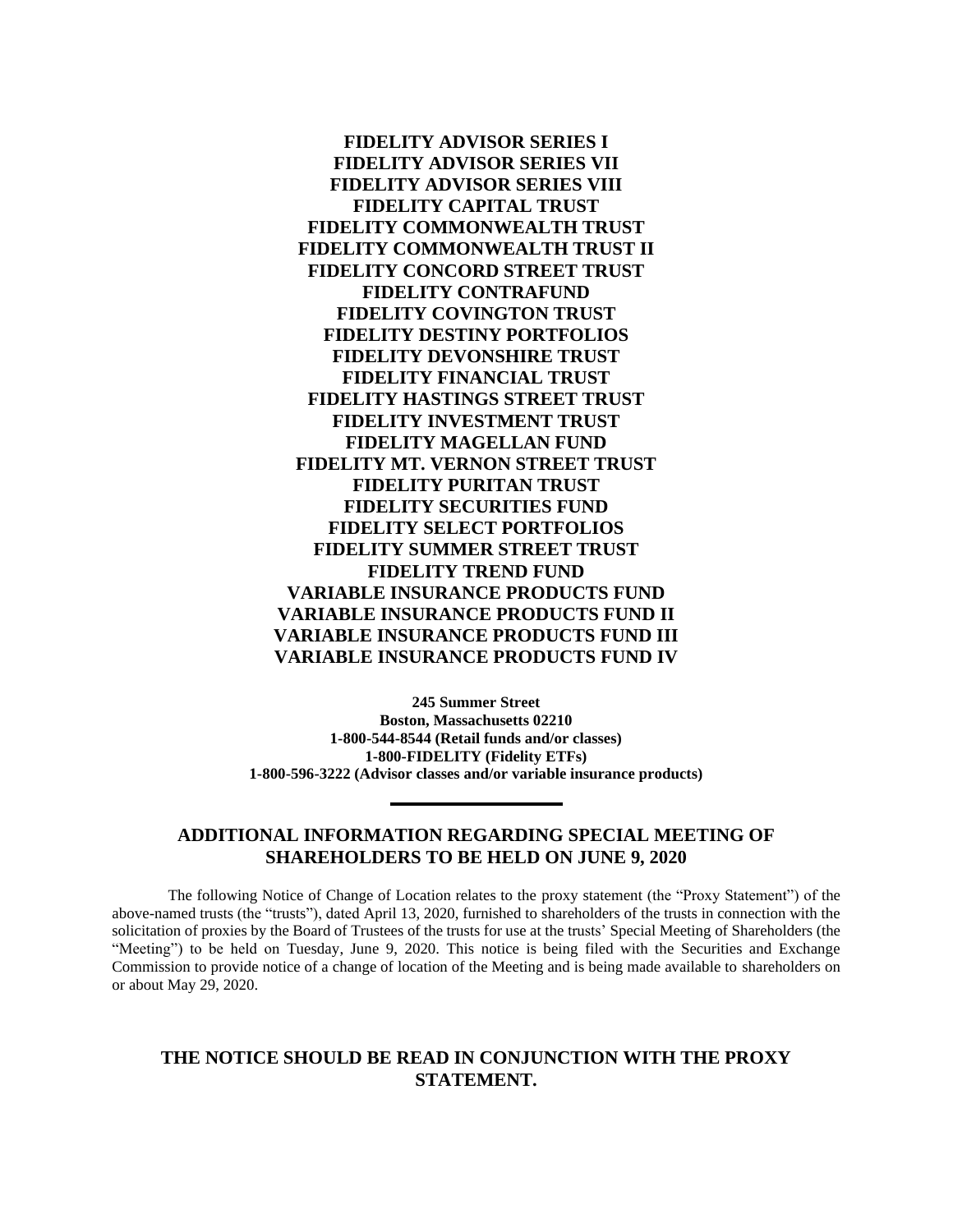**FIDELITY ADVISOR SERIES I**
**FIDELITY ADVISOR SERIES VII**
**FIDELITY ADVISOR SERIES VIII**
**FIDELITY CAPITAL TRUST**
**FIDELITY COMMONWEALTH TRUST**
**FIDELITY COMMONWEALTH TRUST II**
**FIDELITY CONCORD STREET TRUST**
**FIDELITY CONTRAFUND**
**FIDELITY COVINGTON TRUST**
**FIDELITY DESTINY PORTFOLIOS**
**FIDELITY DEVONSHIRE TRUST**
**FIDELITY FINANCIAL TRUST**
**FIDELITY HASTINGS STREET TRUST**
**FIDELITY INVESTMENT TRUST**
**FIDELITY MAGELLAN FUND**
**FIDELITY MT. VERNON STREET TRUST**
**FIDELITY PURITAN TRUST**
**FIDELITY SECURITIES FUND**
**FIDELITY SELECT PORTFOLIOS**
**FIDELITY SUMMER STREET TRUST**
**FIDELITY TREND FUND**
**VARIABLE INSURANCE PRODUCTS FUND**
**VARIABLE INSURANCE PRODUCTS FUND II**
**VARIABLE INSURANCE PRODUCTS FUND III**
**VARIABLE INSURANCE PRODUCTS FUND IV**

**245 Summer Street**
**Boston, Massachusetts 02210**
**1-800-544-8544 (Retail funds and/or classes)**
**1-800-FIDELITY (Fidelity ETFs)**
**1-800-596-3222 (Advisor classes and/or variable insurance products)**

---

## ADDITIONAL INFORMATION REGARDING SPECIAL MEETING OF SHAREHOLDERS TO BE HELD ON JUNE 9, 2020

The following Notice of Change of Location relates to the proxy statement (the "Proxy Statement") of the above-named trusts (the "trusts"), dated April 13, 2020, furnished to shareholders of the trusts in connection with the solicitation of proxies by the Board of Trustees of the trusts for use at the trusts' Special Meeting of Shareholders (the "Meeting") to be held on Tuesday, June 9, 2020. This notice is being filed with the Securities and Exchange Commission to provide notice of a change of location of the Meeting and is being made available to shareholders on or about May 29, 2020.

## THE NOTICE SHOULD BE READ IN CONJUNCTION WITH THE PROXY STATEMENT.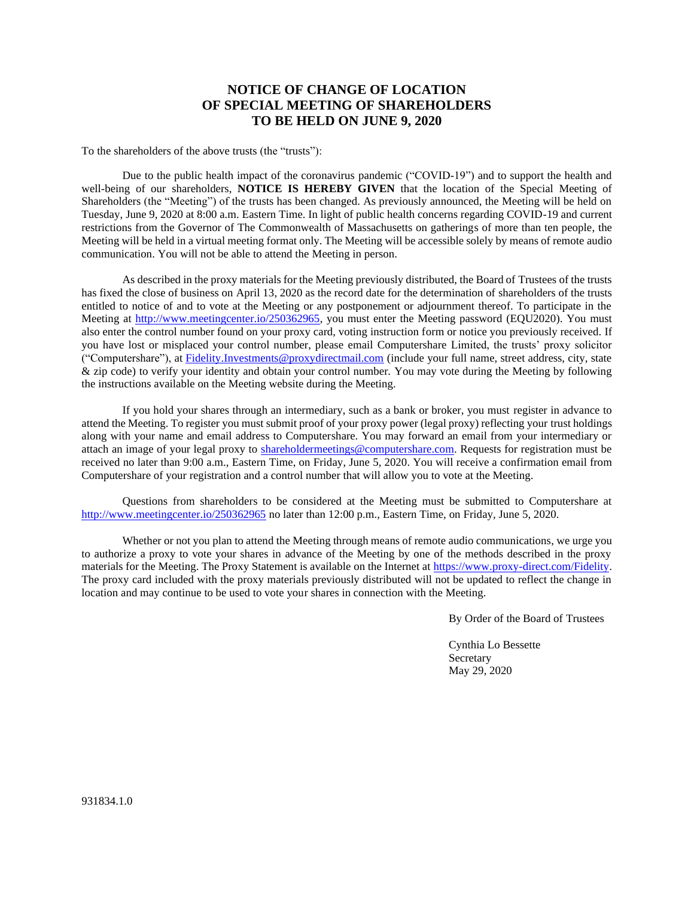# NOTICE OF CHANGE OF LOCATION OF SPECIAL MEETING OF SHAREHOLDERS TO BE HELD ON JUNE 9, 2020

To the shareholders of the above trusts (the "trusts"):

Due to the public health impact of the coronavirus pandemic ("COVID-19") and to support the health and well-being of our shareholders, **NOTICE IS HEREBY GIVEN** that the location of the Special Meeting of Shareholders (the "Meeting") of the trusts has been changed. As previously announced, the Meeting will be held on Tuesday, June 9, 2020 at 8:00 a.m. Eastern Time. In light of public health concerns regarding COVID-19 and current restrictions from the Governor of The Commonwealth of Massachusetts on gatherings of more than ten people, the Meeting will be held in a virtual meeting format only. The Meeting will be accessible solely by means of remote audio communication. You will not be able to attend the Meeting in person.

As described in the proxy materials for the Meeting previously distributed, the Board of Trustees of the trusts has fixed the close of business on April 13, 2020 as the record date for the determination of shareholders of the trusts entitled to notice of and to vote at the Meeting or any postponement or adjournment thereof. To participate in the Meeting at http://www.meetingcenter.io/250362965, you must enter the Meeting password (EQU2020). You must also enter the control number found on your proxy card, voting instruction form or notice you previously received. If you have lost or misplaced your control number, please email Computershare Limited, the trusts' proxy solicitor ("Computershare"), at Fidelity.Investments@proxydirectmail.com (include your full name, street address, city, state & zip code) to verify your identity and obtain your control number. You may vote during the Meeting by following the instructions available on the Meeting website during the Meeting.

If you hold your shares through an intermediary, such as a bank or broker, you must register in advance to attend the Meeting. To register you must submit proof of your proxy power (legal proxy) reflecting your trust holdings along with your name and email address to Computershare. You may forward an email from your intermediary or attach an image of your legal proxy to shareholdermeetings@computershare.com. Requests for registration must be received no later than 9:00 a.m., Eastern Time, on Friday, June 5, 2020. You will receive a confirmation email from Computershare of your registration and a control number that will allow you to vote at the Meeting.

Questions from shareholders to be considered at the Meeting must be submitted to Computershare at http://www.meetingcenter.io/250362965 no later than 12:00 p.m., Eastern Time, on Friday, June 5, 2020.

Whether or not you plan to attend the Meeting through means of remote audio communications, we urge you to authorize a proxy to vote your shares in advance of the Meeting by one of the methods described in the proxy materials for the Meeting. The Proxy Statement is available on the Internet at https://www.proxy-direct.com/Fidelity. The proxy card included with the proxy materials previously distributed will not be updated to reflect the change in location and may continue to be used to vote your shares in connection with the Meeting.

By Order of the Board of Trustees

Cynthia Lo Bessette
Secretary
May 29, 2020

931834.1.0